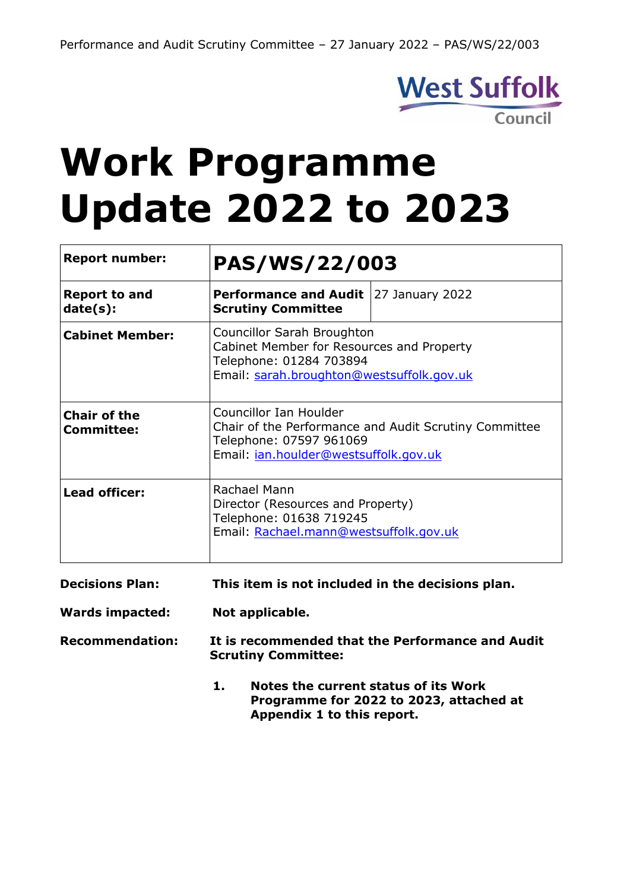# Work Programme Update 2022 to 2023

| **Report number:** | **PAS/WS/22/003** | |
|---|---|---|
| **Report to and date(s):** | **Performance and Audit Scrutiny Committee** | 27 January 2022 |
| **Cabinet Member:** | Councillor Sarah Broughton<br>Cabinet Member for Resources and Property<br>Telephone: 01284 703894<br>Email: sarah.broughton@westsuffolk.gov.uk | |
| **Chair of the Committee:** | Councillor Ian Houlder<br>Chair of the Performance and Audit Scrutiny Committee<br>Telephone: 07597 961069<br>Email: ian.houlder@westsuffolk.gov.uk | |
| **Lead officer:** | Rachael Mann<br>Director (Resources and Property)<br>Telephone: 01638 719245<br>Email: Rachael.mann@westsuffolk.gov.uk | |

**Decisions Plan:** **This item is not included in the decisions plan.**

**Wards impacted:** **Not applicable.**

**Recommendation:** **It is recommended that the Performance and Audit Scrutiny Committee:**

1. **Notes the current status of its Work Programme for 2022 to 2023, attached at Appendix 1 to this report.**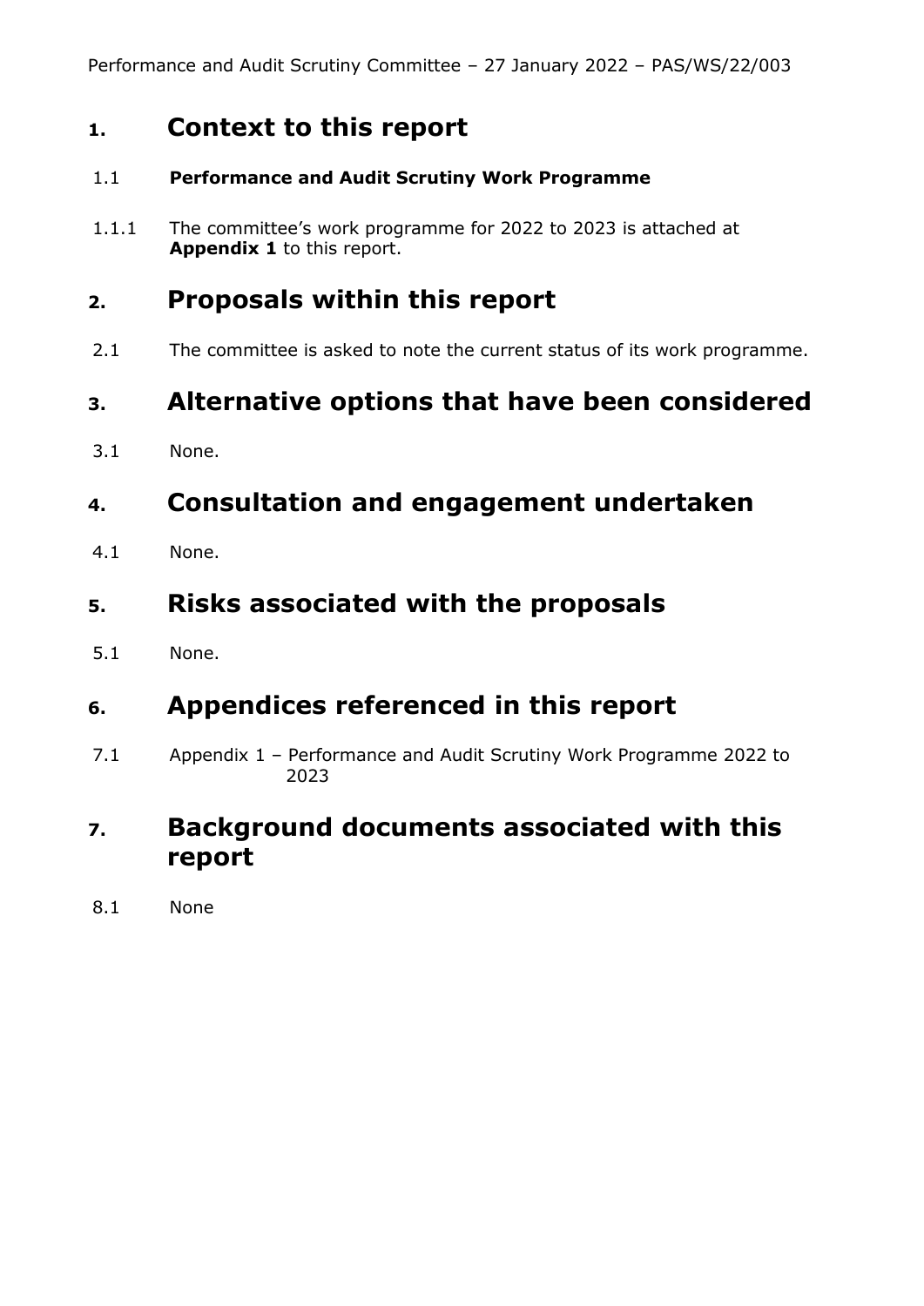## 1. Context to this report

### 1.1 Performance and Audit Scrutiny Work Programme

1.1.1 The committee's work programme for 2022 to 2023 is attached at **Appendix 1** to this report.

## 2. Proposals within this report

2.1 The committee is asked to note the current status of its work programme.

## 3. Alternative options that have been considered

3.1 None.

## 4. Consultation and engagement undertaken

4.1 None.

## 5. Risks associated with the proposals

5.1 None.

## 6. Appendices referenced in this report

7.1 Appendix 1 – Performance and Audit Scrutiny Work Programme 2022 to 2023

## 7. Background documents associated with this report

8.1 None